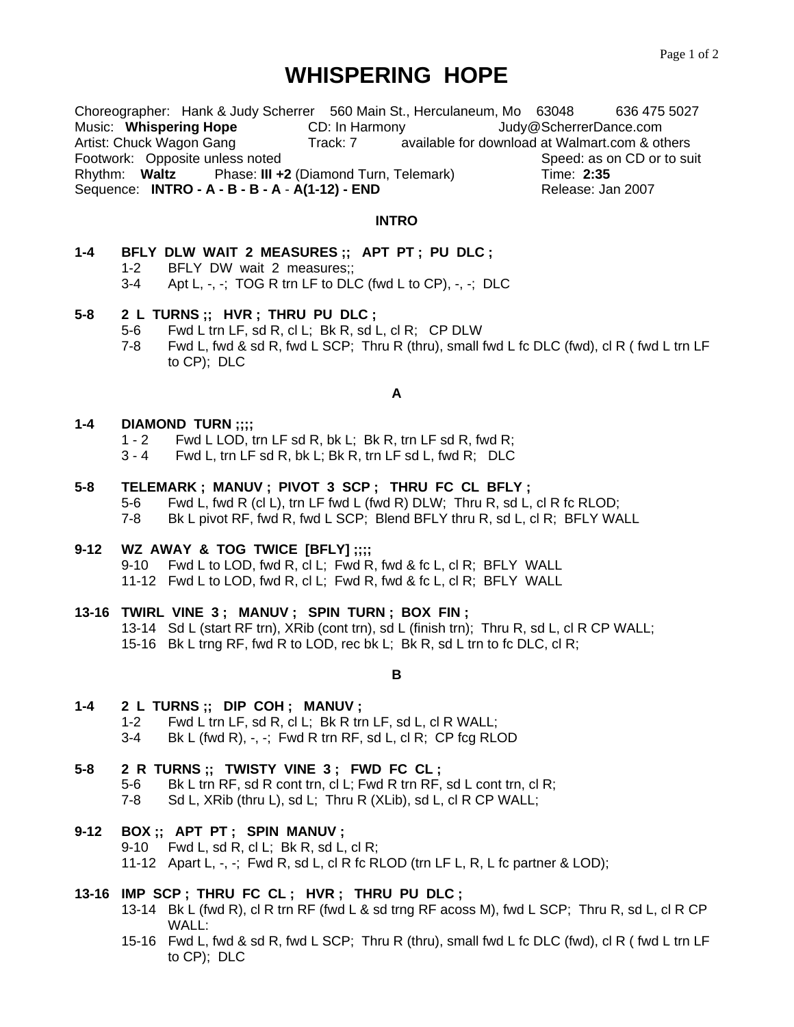# WHISPERING HOPE

Choreographer: Hank & Judy Scherrer 560 Main St., Herculaneum, Mo 63048 636 475 5027
Music: **Whispering Hope** CD: In Harmony Judy@ScherrerDance.com
Artist: Chuck Wagon Gang Track: 7 available for download at Walmart.com & others
Footwork: Opposite unless noted Speed: as on CD or to suit
Rhythm: **Waltz** Phase: **III +2** (Diamond Turn, Telemark) Time: **2:35**
Sequence: **INTRO - A - B - B - A - A(1-12) - END** Release: Jan 2007

## INTRO

**1-4 BFLY DLW WAIT 2 MEASURES ;; APT PT ; PU DLC ;**

- 1-2 BFLY DW wait 2 measures;;
- 3-4 Apt L, -, -; TOG R trn LF to DLC (fwd L to CP), -, -; DLC

**5-8 2 L TURNS ;; HVR ; THRU PU DLC ;**

- 5-6 Fwd L trn LF, sd R, cl L; Bk R, sd L, cl R; CP DLW
- 7-8 Fwd L, fwd & sd R, fwd L SCP; Thru R (thru), small fwd L fc DLC (fwd), cl R ( fwd L trn LF to CP); DLC

## A

**1-4 DIAMOND TURN ;;;;**

- 1 - 2 Fwd L LOD, trn LF sd R, bk L; Bk R, trn LF sd R, fwd R;
- 3 - 4 Fwd L, trn LF sd R, bk L; Bk R, trn LF sd L, fwd R; DLC

**5-8 TELEMARK ; MANUV ; PIVOT 3 SCP ; THRU FC CL BFLY ;**

- 5-6 Fwd L, fwd R (cl L), trn LF fwd L (fwd R) DLW; Thru R, sd L, cl R fc RLOD;
- 7-8 Bk L pivot RF, fwd R, fwd L SCP; Blend BFLY thru R, sd L, cl R; BFLY WALL

**9-12 WZ AWAY & TOG TWICE [BFLY] ;;;;**

- 9-10 Fwd L to LOD, fwd R, cl L; Fwd R, fwd & fc L, cl R; BFLY WALL
- 11-12 Fwd L to LOD, fwd R, cl L; Fwd R, fwd & fc L, cl R; BFLY WALL

**13-16 TWIRL VINE 3 ; MANUV ; SPIN TURN ; BOX FIN ;**

- 13-14 Sd L (start RF trn), XRib (cont trn), sd L (finish trn); Thru R, sd L, cl R CP WALL;
- 15-16 Bk L trng RF, fwd R to LOD, rec bk L; Bk R, sd L trn to fc DLC, cl R;

## B

**1-4 2 L TURNS ;; DIP COH ; MANUV ;**

- 1-2 Fwd L trn LF, sd R, cl L; Bk R trn LF, sd L, cl R WALL;
- 3-4 Bk L (fwd R), -, -; Fwd R trn RF, sd L, cl R; CP fcg RLOD

**5-8 2 R TURNS ;; TWISTY VINE 3 ; FWD FC CL ;**

- 5-6 Bk L trn RF, sd R cont trn, cl L; Fwd R trn RF, sd L cont trn, cl R;
- 7-8 Sd L, XRib (thru L), sd L; Thru R (XLib), sd L, cl R CP WALL;

**9-12 BOX ;; APT PT ; SPIN MANUV ;**

- 9-10 Fwd L, sd R, cl L; Bk R, sd L, cl R;
- 11-12 Apart L, -, -; Fwd R, sd L, cl R fc RLOD (trn LF L, R, L fc partner & LOD);

**13-16 IMP SCP ; THRU FC CL ; HVR ; THRU PU DLC ;**

- 13-14 Bk L (fwd R), cl R trn RF (fwd L & sd trng RF acoss M), fwd L SCP; Thru R, sd L, cl R CP WALL:
- 15-16 Fwd L, fwd & sd R, fwd L SCP; Thru R (thru), small fwd L fc DLC (fwd), cl R ( fwd L trn LF to CP); DLC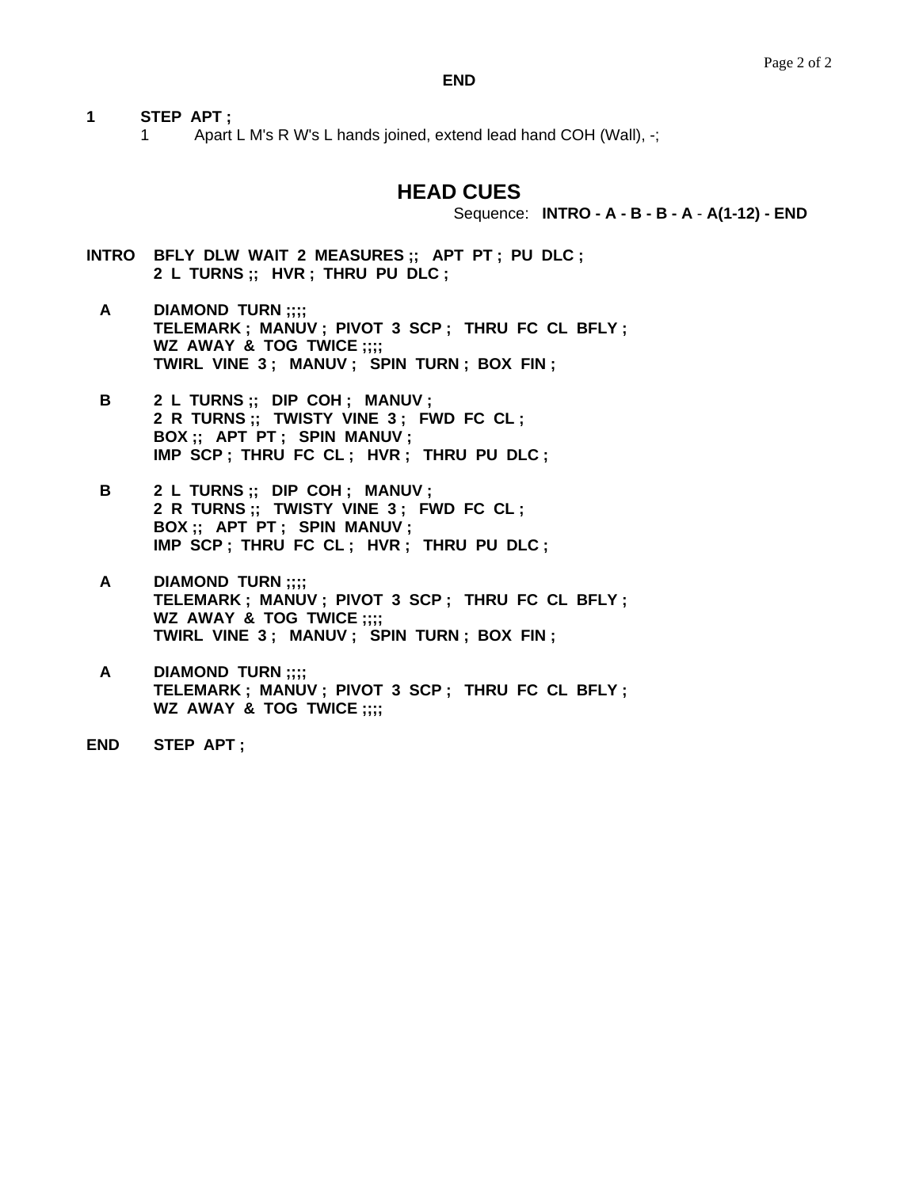**END**

**1 STEP APT ;**

1 Apart L M's R W's L hands joined, extend lead hand COH (Wall), -;

## HEAD CUES

Sequence: **INTRO - A - B - B - A - A(1-12) - END**

**INTRO** **BFLY DLW WAIT 2 MEASURES ;; APT PT ; PU DLC ;**
**2 L TURNS ;; HVR ; THRU PU DLC ;**

**A** **DIAMOND TURN ;;;;**
**TELEMARK ; MANUV ; PIVOT 3 SCP ; THRU FC CL BFLY ;**
**WZ AWAY & TOG TWICE ;;;;**
**TWIRL VINE 3 ; MANUV ; SPIN TURN ; BOX FIN ;**

**B** **2 L TURNS ;; DIP COH ; MANUV ;**
**2 R TURNS ;; TWISTY VINE 3 ; FWD FC CL ;**
**BOX ;; APT PT ; SPIN MANUV ;**
**IMP SCP ; THRU FC CL ; HVR ; THRU PU DLC ;**

**B** **2 L TURNS ;; DIP COH ; MANUV ;**
**2 R TURNS ;; TWISTY VINE 3 ; FWD FC CL ;**
**BOX ;; APT PT ; SPIN MANUV ;**
**IMP SCP ; THRU FC CL ; HVR ; THRU PU DLC ;**

**A** **DIAMOND TURN ;;;;**
**TELEMARK ; MANUV ; PIVOT 3 SCP ; THRU FC CL BFLY ;**
**WZ AWAY & TOG TWICE ;;;;**
**TWIRL VINE 3 ; MANUV ; SPIN TURN ; BOX FIN ;**

**A** **DIAMOND TURN ;;;;**
**TELEMARK ; MANUV ; PIVOT 3 SCP ; THRU FC CL BFLY ;**
**WZ AWAY & TOG TWICE ;;;;**

**END** **STEP APT ;**